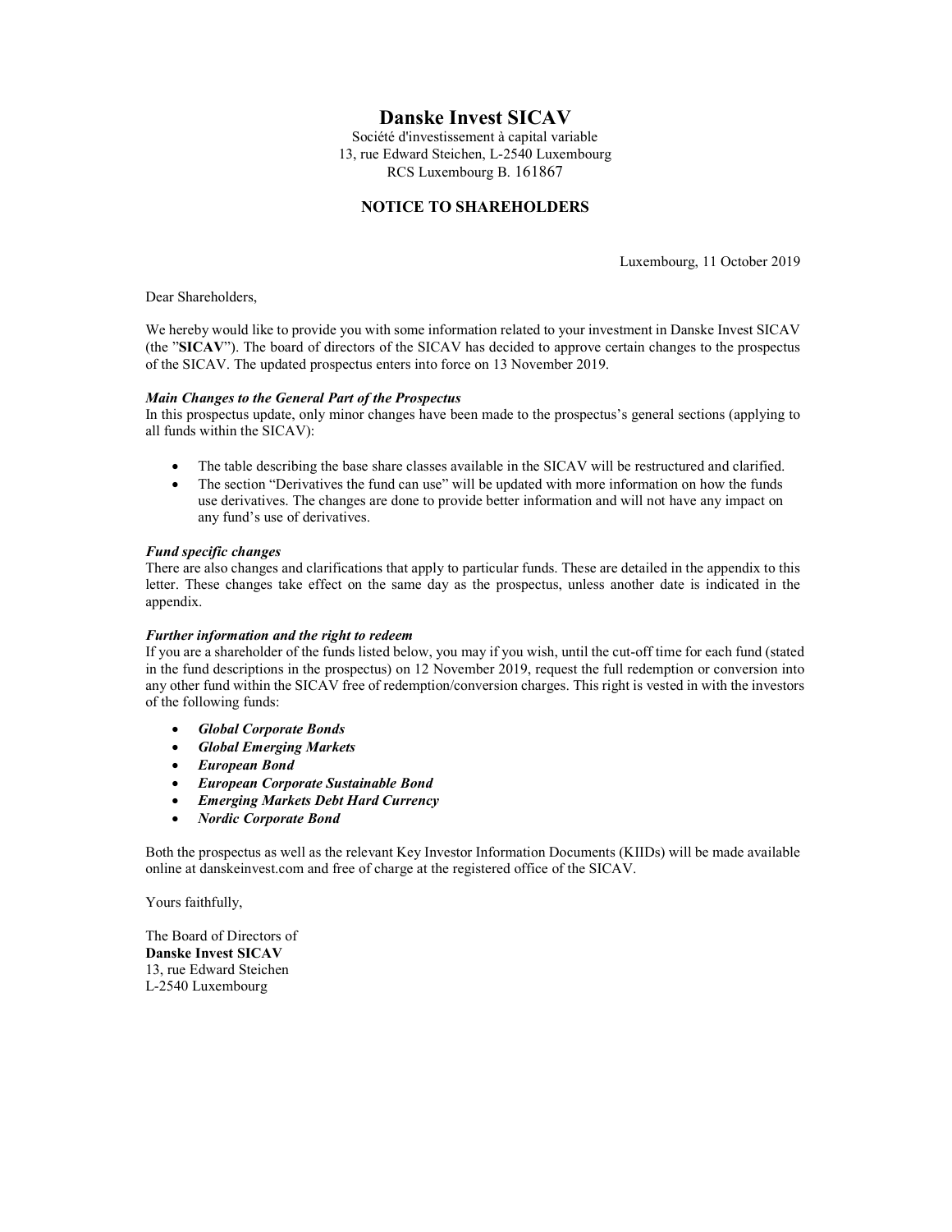# Danke Invest SICAV

# Danske Invest SICAV

Société d'investissement à capital variable
13, rue Edward Steichen, L-2540 Luxembourg
RCS Luxembourg B. 161867

## NOTICE TO SHAREHOLDERS

Luxembourg, 11 October 2019

Dear Shareholders,

We hereby would like to provide you with some information related to your investment in Danske Invest SICAV (the "**SICAV**"). The board of directors of the SICAV has decided to approve certain changes to the prospectus of the SICAV. The updated prospectus enters into force on 13 November 2019.

***Main Changes to the General Part of the Prospectus***

In this prospectus update, only minor changes have been made to the prospectus's general sections (applying to all funds within the SICAV):

- The table describing the base share classes available in the SICAV will be restructured and clarified.
- The section "Derivatives the fund can use" will be updated with more information on how the funds use derivatives. The changes are done to provide better information and will not have any impact on any fund's use of derivatives.

***Fund specific changes***

There are also changes and clarifications that apply to particular funds. These are detailed in the appendix to this letter. These changes take effect on the same day as the prospectus, unless another date is indicated in the appendix.

***Further information and the right to redeem***

If you are a shareholder of the funds listed below, you may if you wish, until the cut-off time for each fund (stated in the fund descriptions in the prospectus) on 12 November 2019, request the full redemption or conversion into any other fund within the SICAV free of redemption/conversion charges. This right is vested in with the investors of the following funds:

- ***Global Corporate Bonds***
- ***Global Emerging Markets***
- ***European Bond***
- ***European Corporate Sustainable Bond***
- ***Emerging Markets Debt Hard Currency***
- ***Nordic Corporate Bond***

Both the prospectus as well as the relevant Key Investor Information Documents (KIIDs) will be made available online at danskeinvest.com and free of charge at the registered office of the SICAV.

Yours faithfully,

The Board of Directors of
**Danske Invest SICAV**
13, rue Edward Steichen
L-2540 Luxembourg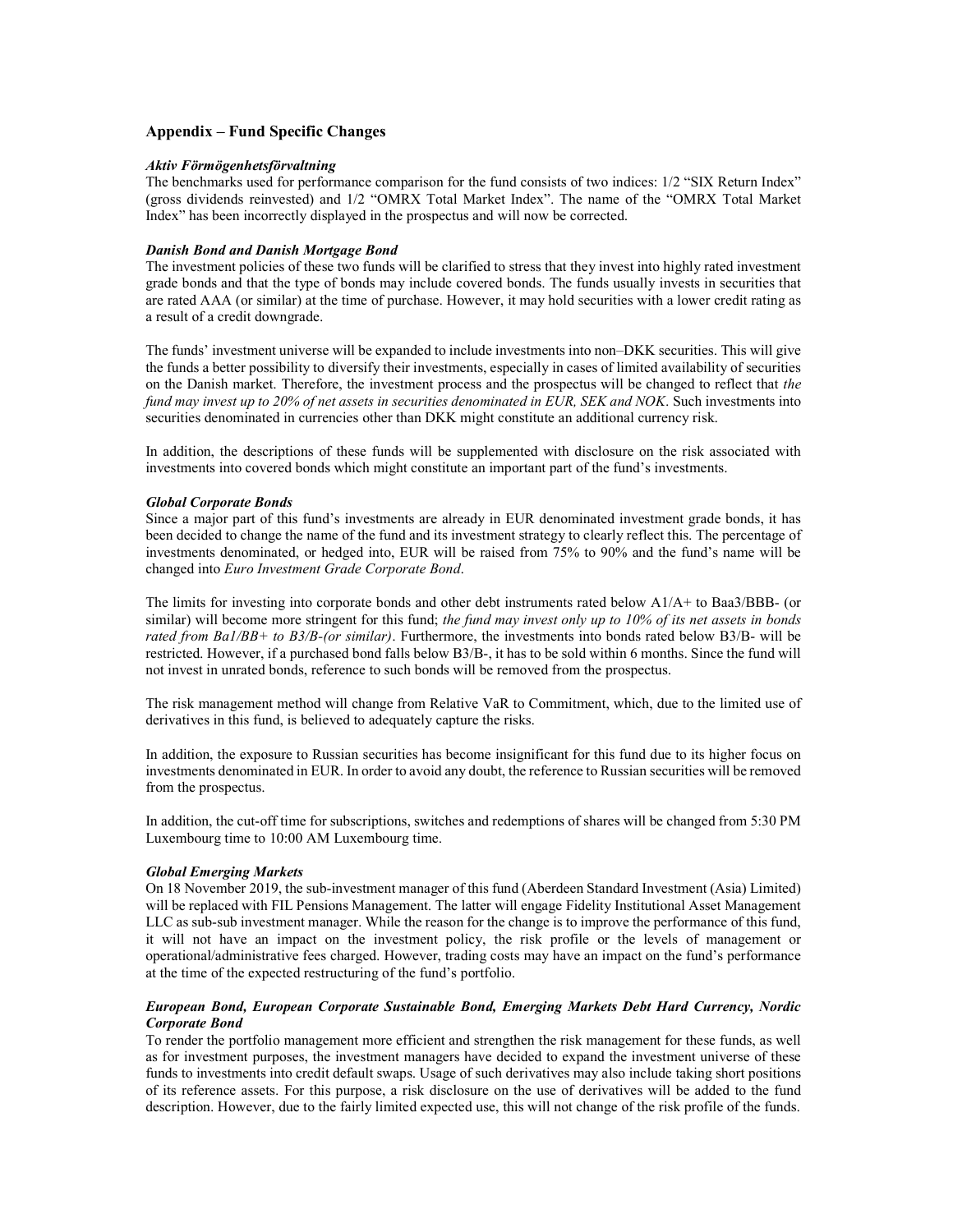## Appendix – Fund Specific Changes

***Aktiv Förmögenhetsförvaltning***

The benchmarks used for performance comparison for the fund consists of two indices: 1/2 "SIX Return Index" (gross dividends reinvested) and 1/2 "OMRX Total Market Index". The name of the "OMRX Total Market Index" has been incorrectly displayed in the prospectus and will now be corrected.

***Danish Bond and Danish Mortgage Bond***

The investment policies of these two funds will be clarified to stress that they invest into highly rated investment grade bonds and that the type of bonds may include covered bonds. The funds usually invests in securities that are rated AAA (or similar) at the time of purchase. However, it may hold securities with a lower credit rating as a result of a credit downgrade.

The funds' investment universe will be expanded to include investments into non–DKK securities. This will give the funds a better possibility to diversify their investments, especially in cases of limited availability of securities on the Danish market. Therefore, the investment process and the prospectus will be changed to reflect that *the fund may invest up to 20% of net assets in securities denominated in EUR, SEK and NOK*. Such investments into securities denominated in currencies other than DKK might constitute an additional currency risk.

In addition, the descriptions of these funds will be supplemented with disclosure on the risk associated with investments into covered bonds which might constitute an important part of the fund's investments.

***Global Corporate Bonds***

Since a major part of this fund's investments are already in EUR denominated investment grade bonds, it has been decided to change the name of the fund and its investment strategy to clearly reflect this. The percentage of investments denominated, or hedged into, EUR will be raised from 75% to 90% and the fund's name will be changed into *Euro Investment Grade Corporate Bond*.

The limits for investing into corporate bonds and other debt instruments rated below A1/A+ to Baa3/BBB- (or similar) will become more stringent for this fund; *the fund may invest only up to 10% of its net assets in bonds rated from Ba1/BB+ to B3/B-(or similar)*. Furthermore, the investments into bonds rated below B3/B- will be restricted. However, if a purchased bond falls below B3/B-, it has to be sold within 6 months. Since the fund will not invest in unrated bonds, reference to such bonds will be removed from the prospectus.

The risk management method will change from Relative VaR to Commitment, which, due to the limited use of derivatives in this fund, is believed to adequately capture the risks.

In addition, the exposure to Russian securities has become insignificant for this fund due to its higher focus on investments denominated in EUR. In order to avoid any doubt, the reference to Russian securities will be removed from the prospectus.

In addition, the cut-off time for subscriptions, switches and redemptions of shares will be changed from 5:30 PM Luxembourg time to 10:00 AM Luxembourg time.

***Global Emerging Markets***

On 18 November 2019, the sub-investment manager of this fund (Aberdeen Standard Investment (Asia) Limited) will be replaced with FIL Pensions Management. The latter will engage Fidelity Institutional Asset Management LLC as sub-sub investment manager. While the reason for the change is to improve the performance of this fund, it will not have an impact on the investment policy, the risk profile or the levels of management or operational/administrative fees charged. However, trading costs may have an impact on the fund's performance at the time of the expected restructuring of the fund's portfolio.

***European Bond, European Corporate Sustainable Bond, Emerging Markets Debt Hard Currency, Nordic Corporate Bond***

To render the portfolio management more efficient and strengthen the risk management for these funds, as well as for investment purposes, the investment managers have decided to expand the investment universe of these funds to investments into credit default swaps. Usage of such derivatives may also include taking short positions of its reference assets. For this purpose, a risk disclosure on the use of derivatives will be added to the fund description. However, due to the fairly limited expected use, this will not change of the risk profile of the funds.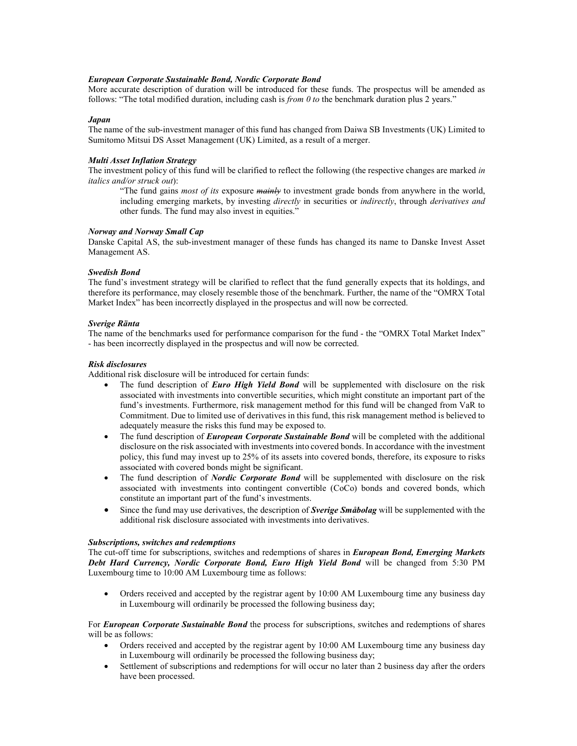***European Corporate Sustainable Bond, Nordic Corporate Bond***
More accurate description of duration will be introduced for these funds. The prospectus will be amended as follows: "The total modified duration, including cash is *from 0 to* the benchmark duration plus 2 years."

***Japan***
The name of the sub-investment manager of this fund has changed from Daiwa SB Investments (UK) Limited to Sumitomo Mitsui DS Asset Management (UK) Limited, as a result of a merger.

***Multi Asset Inflation Strategy***
The investment policy of this fund will be clarified to reflect the following (the respective changes are marked *in italics and/or struck out*):

> "The fund gains *most of its* exposure ~~*mainly*~~ to investment grade bonds from anywhere in the world, including emerging markets, by investing *directly* in securities or *indirectly*, through *derivatives and* other funds. The fund may also invest in equities."

***Norway and Norway Small Cap***
Danske Capital AS, the sub-investment manager of these funds has changed its name to Danske Invest Asset Management AS.

***Swedish Bond***
The fund's investment strategy will be clarified to reflect that the fund generally expects that its holdings, and therefore its performance, may closely resemble those of the benchmark. Further, the name of the "OMRX Total Market Index" has been incorrectly displayed in the prospectus and will now be corrected.

***Sverige Ränta***
The name of the benchmarks used for performance comparison for the fund - the "OMRX Total Market Index" - has been incorrectly displayed in the prospectus and will now be corrected.

***Risk disclosures***
Additional risk disclosure will be introduced for certain funds:

- The fund description of ***Euro High Yield Bond*** will be supplemented with disclosure on the risk associated with investments into convertible securities, which might constitute an important part of the fund's investments. Furthermore, risk management method for this fund will be changed from VaR to Commitment. Due to limited use of derivatives in this fund, this risk management method is believed to adequately measure the risks this fund may be exposed to.
- The fund description of ***European Corporate Sustainable Bond*** will be completed with the additional disclosure on the risk associated with investments into covered bonds. In accordance with the investment policy, this fund may invest up to 25% of its assets into covered bonds, therefore, its exposure to risks associated with covered bonds might be significant.
- The fund description of ***Nordic Corporate Bond*** will be supplemented with disclosure on the risk associated with investments into contingent convertible (CoCo) bonds and covered bonds, which constitute an important part of the fund's investments.
- Since the fund may use derivatives, the description of ***Sverige Småbolag*** will be supplemented with the additional risk disclosure associated with investments into derivatives.

***Subscriptions, switches and redemptions***
The cut-off time for subscriptions, switches and redemptions of shares in ***European Bond, Emerging Markets Debt Hard Currency, Nordic Corporate Bond, Euro High Yield Bond*** will be changed from 5:30 PM Luxembourg time to 10:00 AM Luxembourg time as follows:

- Orders received and accepted by the registrar agent by 10:00 AM Luxembourg time any business day in Luxembourg will ordinarily be processed the following business day;

For ***European Corporate Sustainable Bond*** the process for subscriptions, switches and redemptions of shares will be as follows:

- Orders received and accepted by the registrar agent by 10:00 AM Luxembourg time any business day in Luxembourg will ordinarily be processed the following business day;
- Settlement of subscriptions and redemptions for will occur no later than 2 business day after the orders have been processed.